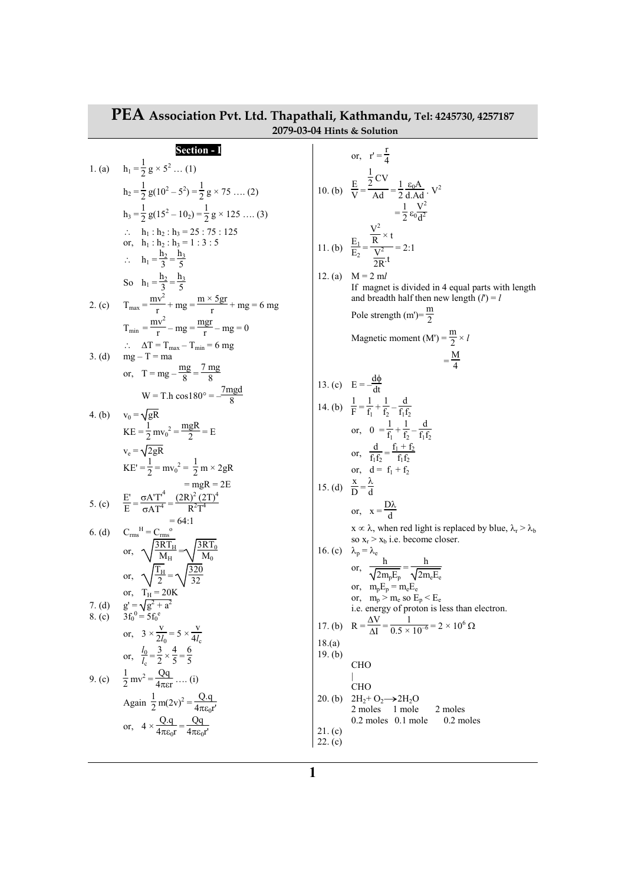# PEA Association Pvt. Ltd. Thapathali, Kathmandu, Tel: 4245730, 4257187

**2079-03-04 Hints & Solution**

## Section - I

1. (a) $h_1 = \frac{1}{2} g \times 5^2$ … (1)

$h_2 = \frac{1}{2} g(10^2 - 5^2) = \frac{1}{2} g \times 75$ …. (2)

$h_3 = \frac{1}{2} g(15^2 - 10_2) = \frac{1}{2} g \times 125$ …. (3)

$\therefore$ $h_1 : h_2 : h_3 = 25 : 75 : 125$

or, $h_1 : h_2 : h_3 = 1 : 3 : 5$

$\therefore$ $h_1 = \frac{h_2}{3} = \frac{h_3}{5}$

So $h_1 = \frac{h_2}{3} = \frac{h_3}{5}$

2. (c) $T_{max} = \frac{mv^2}{r} + mg = \frac{m \times 5gr}{r} + mg = 6$ mg

$T_{min} = \frac{mv^2}{r} - mg = \frac{mgr}{r} - mg = 0$

$\therefore$ $\Delta T = T_{max} - T_{min} = 6$ mg

3. (d) mg – T = ma

or, $T = mg - \frac{mg}{8} = \frac{7\text{ mg}}{8}$

$W = T.h \cos180° = -\frac{7mgd}{8}$

4. (b) $v_0 = \sqrt{gR}$

$KE = \frac{1}{2} mv_0^2 = \frac{mgR}{2} = E$

$v_e = \sqrt{2gR}$

$KE' = \frac{1}{2} = mv_0^2 = \frac{1}{2} m \times 2gR$

$= mgR = 2E$

5. (c) $\frac{E'}{E} = \frac{\sigma A'T'^4}{\sigma AT^4} = \frac{(2R)^2 (2T)^4}{R^2T^4}$

$= 64:1$

6. (d) $C_{rms}{}^{H} = C_{rms}{}^{o}$

or, $\sqrt{\frac{3RT_H}{M_H}} = \sqrt{\frac{3RT_0}{M_0}}$

or, $\sqrt{\frac{T_H}{2}} = \sqrt{\frac{320}{32}}$

or, $T_H = 20K$

7. (d) $g' = \sqrt{g^2 + a^2}$

8. (c) $3f_0{}^0 = 5f_0{}^e$

or, $3 \times \frac{v}{2l_0} = 5 \times \frac{v}{4l_c}$

or, $\frac{l_0}{l_c} = \frac{3}{2} \times \frac{4}{5} = \frac{6}{5}$

9. (c) $\frac{1}{2} mv^2 = \frac{Qq}{4\pi\varepsilon r}$ …. (i)

Again $\frac{1}{2} m(2v)^2 = \frac{Q.q}{4\pi\varepsilon_0 r'}$

or, $4 \times \frac{Q.q}{4\pi\varepsilon_0 r} = \frac{Qq}{4\pi\varepsilon_0 r'}$

or, $r' = \frac{r}{4}$

10. (b) $\frac{E}{V} = \frac{\frac{1}{2}CV}{Ad} = \frac{1}{2} \frac{\varepsilon_0 A}{d.Ad} . V^2$

$= \frac{1}{2} \varepsilon_0 \frac{V^2}{d^2}$

11. (b) $\frac{E_1}{E_2} = \frac{\frac{V^2}{R} \times t}{\frac{V^2}{2R}.t} = 2:1$

12. (a) M = 2 m$l$

If magnet is divided in 4 equal parts with length and breadth half then new length ($l'$) = $l$

Pole strength (m')= $\frac{m}{2}$

Magnetic moment (M') = $\frac{m}{2} \times l$

$= \frac{M}{4}$

13. (c) $E = -\frac{d\phi}{dt}$

14. (b) $\frac{1}{F} = \frac{1}{f_1} + \frac{1}{f_2} - \frac{d}{f_1 f_2}$

or, $0 = \frac{1}{f_1} + \frac{1}{f_2} - \frac{d}{f_1 f_2}$

or, $\frac{d}{f_1 f_2} = \frac{f_1 + f_2}{f_1 f_2}$

or, $d = f_1 + f_2$

15. (d) $\frac{x}{D} = \frac{\lambda}{d}$

or, $x = \frac{D\lambda}{d}$

$x \propto \lambda$, when red light is replaced by blue, $\lambda_r > \lambda_b$ so $x_r > x_b$ i.e. become closer.

16. (c) $\lambda_p = \lambda_e$

or, $\frac{h}{\sqrt{2m_p E_p}} = \frac{h}{\sqrt{2m_e E_e}}$

or, $m_p E_p = m_e E_e$

or, $m_p > m_e$ so $E_p < E_e$

i.e. energy of proton is less than electron.

17. (b) $R = \frac{\Delta V}{\Delta I} = \frac{1}{0.5 \times 10^{-6}} = 2 \times 10^6\ \Omega$

18.(a)

19. (b)

CHO
|
CHO

20. (b) $2H_2 + O_2 \longrightarrow 2H_2O$

2 moles 1 mole 2 moles

0.2 moles 0.1 mole 0.2 moles

21. (c)

22. (c)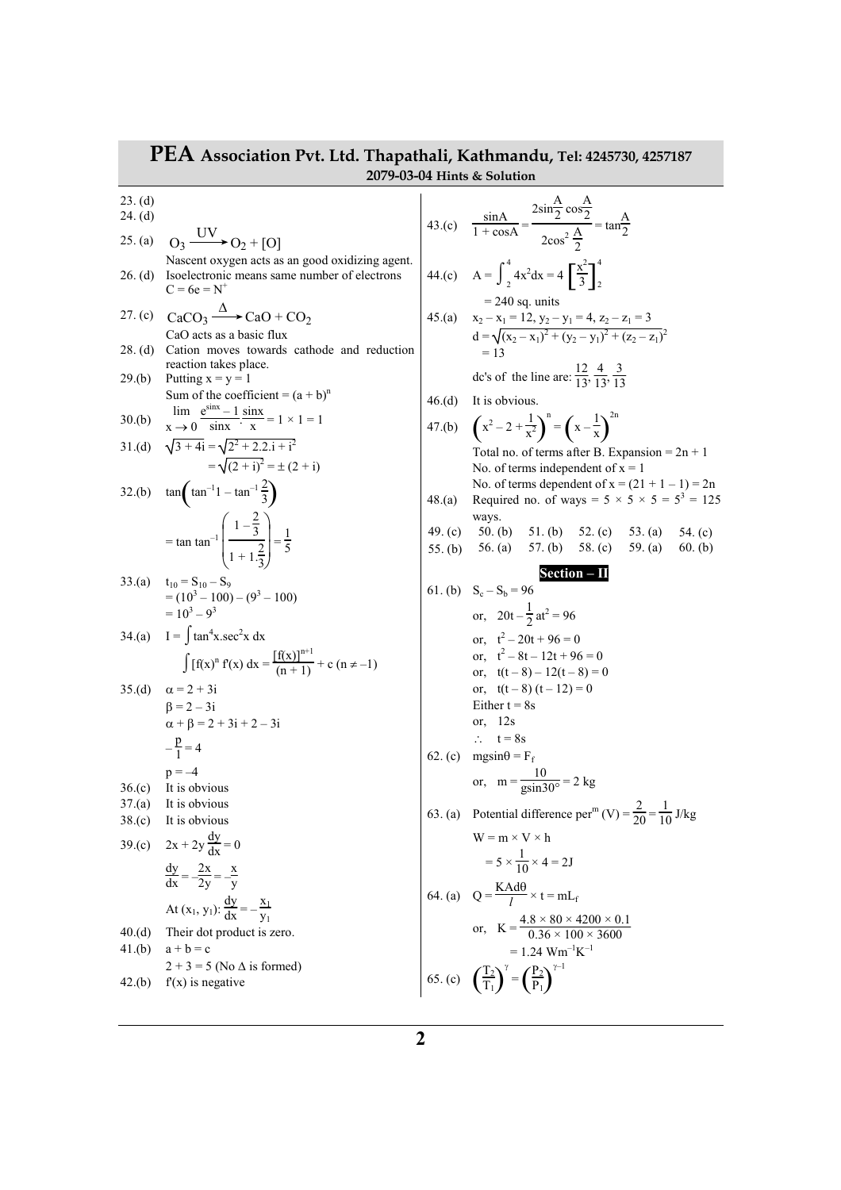23. (d)

24. (d)

25. (a) $O_3 \xrightarrow{UV} O_2 + [O]$

Nascent oxygen acts as an good oxidizing agent.

26. (d) Isoelectronic means same number of electrons

$C = 6e = N^+$

27. (c) $CaCO_3 \xrightarrow{\Delta} CaO + CO_2$

CaO acts as a basic flux

28. (d) Cation moves towards cathode and reduction reaction takes place.

29.(b) Putting x = y = 1

Sum of the coefficient = $(a + b)^n$

30.(b) $\lim_{x \to 0} \frac{e^{\sin x} - 1}{\sin x} \cdot \frac{\sin x}{x} = 1 \times 1 = 1$

31.(d) $\sqrt{3 + 4i} = \sqrt{2^2 + 2.2.i + i^2}$

$= \sqrt{(2 + i)^2} = \pm (2 + i)$

32.(b) $\tan\left(\tan^{-1}1 - \tan^{-1}\frac{2}{3}\right)$

$= \tan \tan^{-1}\left(\frac{1 - \frac{2}{3}}{1 + 1.\frac{2}{3}}\right) = \frac{1}{5}$

33.(a) $t_{10} = S_{10} - S_9$

$= (10^3 - 100) - (9^3 - 100)$

$= 10^3 - 9^3$

34.(a) $I = \int \tan^4 x . \sec^2 x \, dx$

$\int [f(x)]^n f'(x) \, dx = \frac{[f(x)]^{n+1}}{(n+1)} + c \; (n \neq -1)$

35.(d) $\alpha = 2 + 3i$

$\beta = 2 - 3i$

$\alpha + \beta = 2 + 3i + 2 - 3i$

$-\frac{p}{1} = 4$

$p = -4$

36.(c) It is obvious

37.(a) It is obvious

38.(c) It is obvious

39.(c) $2x + 2y\frac{dy}{dx} = 0$

$\frac{dy}{dx} = -\frac{2x}{2y} = -\frac{x}{y}$

At $(x_1, y_1)$: $\frac{dy}{dx} = -\frac{x_1}{y_1}$

40.(d) Their dot product is zero.

41.(b) a + b = c

2 + 3 = 5 (No Δ is formed)

42.(b) f'(x) is negative

43.(c) $\frac{\sin A}{1 + \cos A} = \frac{2\sin\frac{A}{2}\cos\frac{A}{2}}{2\cos^2\frac{A}{2}} = \tan\frac{A}{2}$

44.(c) $A = \int_2^4 4x^2 dx = 4\left[\frac{x^2}{3}\right]_2^4$

= 240 sq. units

45.(a) $x_2 - x_1 = 12, y_2 - y_1 = 4, z_2 - z_1 = 3$

$d = \sqrt{(x_2 - x_1)^2 + (y_2 - y_1)^2 + (z_2 - z_1)^2}$

$= 13$

dc's of the line are: $\frac{12}{13}, \frac{4}{13}, \frac{3}{13}$

46.(d) It is obvious.

47.(b) $\left(x^2 - 2 + \frac{1}{x^2}\right)^n = \left(x - \frac{1}{x}\right)^{2n}$

Total no. of terms after B. Expansion = 2n + 1

No. of terms independent of x = 1

No. of terms dependent of x = (21 + 1 – 1) = 2n

48.(a) Required no. of ways = 5 × 5 × 5 = $5^3$ = 125 ways.

49. (c) 50. (b) 51. (b) 52. (c) 53. (a) 54. (c) 55. (b) 56. (a) 57. (b) 58. (c) 59. (a) 60. (b)

## Section – II

61. (b) $S_c - S_b = 96$

or, $20t - \frac{1}{2}at^2 = 96$

or, $t^2 - 20t + 96 = 0$

or, $t^2 - 8t - 12t + 96 = 0$

or, $t(t - 8) - 12(t - 8) = 0$

or, $(t - 8)(t - 12) = 0$

Either t = 8s

or, 12s

∴ t = 8s

62. (c) $mg\sin\theta = F_f$

or, $m = \frac{10}{g\sin 30°} = 2$ kg

63. (a) Potential difference per$^m$ (V) $= \frac{2}{20} = \frac{1}{10}$ J/kg

$W = m \times V \times h$

$= 5 \times \frac{1}{10} \times 4 = 2J$

64. (a) $Q = \frac{KAd\theta}{l} \times t = mL_f$

or, $K = \frac{4.8 \times 80 \times 4200 \times 0.1}{0.36 \times 100 \times 3600}$

$= 1.24 \text{ Wm}^{-1}\text{K}^{-1}$

65. (c) $\left(\frac{T_2}{T_1}\right)^{\gamma} = \left(\frac{P_2}{P_1}\right)^{\gamma - 1}$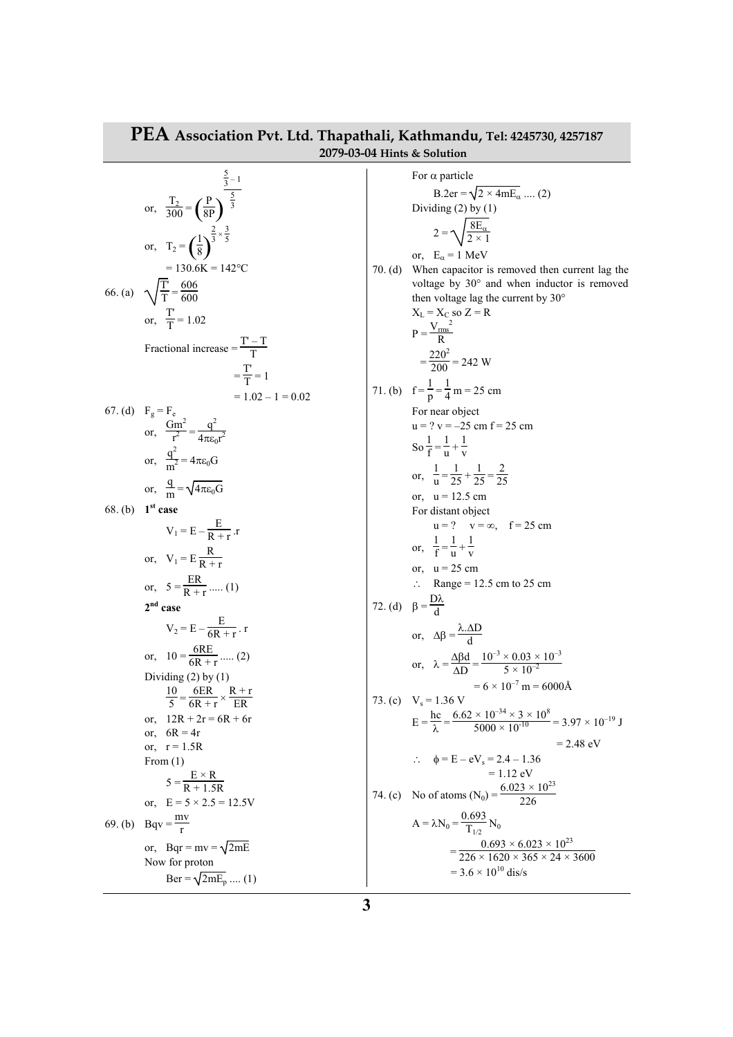$$\text{or, } \frac{T_2}{300} = \left(\frac{P}{8P}\right)^{\frac{\frac{5}{3}-1}{\frac{5}{3}}}$$

$$\text{or, } T_2 = \left(\frac{1}{8}\right)^{\frac{2}{3}\times\frac{3}{5}}$$

$$= 130.6\text{K} = 142°\text{C}$$

66. (a) $\sqrt{\frac{T'}{T}} = \frac{606}{600}$

or, $\frac{T'}{T} = 1.02$

Fractional increase $= \frac{T' - T}{T}$

$= \frac{T'}{T} = 1$

$= 1.02 - 1 = 0.02$

67. (d) $F_g = F_e$

or, $\frac{Gm^2}{r^2} = \frac{q^2}{4\pi\varepsilon_0 r^2}$

or, $\frac{q^2}{m^2} = 4\pi\varepsilon_0 G$

or, $\frac{q}{m} = \sqrt{4\pi\varepsilon_0 G}$

68. (b) **1st case**

$V_1 = E - \frac{E}{R + r}.r$

or, $V_1 = E\frac{R}{R + r}$

or, $5 = \frac{ER}{R + r}$ ..... (1)

**2nd case**

$V_2 = E - \frac{E}{6R + r}.r$

or, $10 = \frac{6RE}{6R + r}$ ..... (2)

Dividing (2) by (1)

$\frac{10}{5} = \frac{6ER}{6R + r} \times \frac{R + r}{ER}$

or, $12R + 2r = 6R + 6r$

or, $6R = 4r$

or, $r = 1.5R$

From (1)

$5 = \frac{E \times R}{R + 1.5R}$

or, $E = 5 \times 2.5 = 12.5\text{V}$

69. (b) $Bqv = \frac{mv}{r}$

or, $Bqr = mv = \sqrt{2mE}$

Now for proton

$Ber = \sqrt{2mE_p}$ .... (1)

For $\alpha$ particle

$B.2er = \sqrt{2 \times 4mE_\alpha}$ .... (2)

Dividing (2) by (1)

$2 = \sqrt{\frac{8E_\alpha}{2 \times 1}}$

or, $E_\alpha = 1$ MeV

70. (d) When capacitor is removed then current lag the voltage by 30° and when inductor is removed then voltage lag the current by 30°

$X_L = X_C$ so $Z = R$

$P = \frac{V_{rms}^2}{R}$

$= \frac{220^2}{200} = 242$ W

71. (b) $f = \frac{1}{p} = \frac{1}{4}$ m $= 25$ cm

For near object

$u = ?$ $v = -25$ cm $f = 25$ cm

So $\frac{1}{f} = \frac{1}{u} + \frac{1}{v}$

or, $\frac{1}{u} = \frac{1}{25} + \frac{1}{25} = \frac{2}{25}$

or, $u = 12.5$ cm

For distant object

$u = ?$ $v = \infty$, $f = 25$ cm

or, $\frac{1}{f} = \frac{1}{u} + \frac{1}{v}$

or, $u = 25$ cm

$\therefore$ Range = 12.5 cm to 25 cm

72. (d) $\beta = \frac{D\lambda}{d}$

or, $\Delta\beta = \frac{\lambda.\Delta D}{d}$

or, $\lambda = \frac{\Delta\beta d}{\Delta D} = \frac{10^{-3} \times 0.03 \times 10^{-3}}{5 \times 10^{-2}}$

$= 6 \times 10^{-7}$ m $= 6000$Å

73. (c) $V_s = 1.36$ V

$E = \frac{hc}{\lambda} = \frac{6.62 \times 10^{-34} \times 3 \times 10^8}{5000 \times 10^{-10}} = 3.97 \times 10^{-19}$ J

$= 2.48$ eV

$\therefore$ $\phi = E - eV_s = 2.4 - 1.36$

$= 1.12$ eV

74. (c) No of atoms $(N_0) = \frac{6.023 \times 10^{23}}{226}$

$A = \lambda N_0 = \frac{0.693}{T_{1/2}} N_0$

$= \frac{0.693 \times 6.023 \times 10^{23}}{226 \times 1620 \times 365 \times 24 \times 3600}$

$= 3.6 \times 10^{10}$ dis/s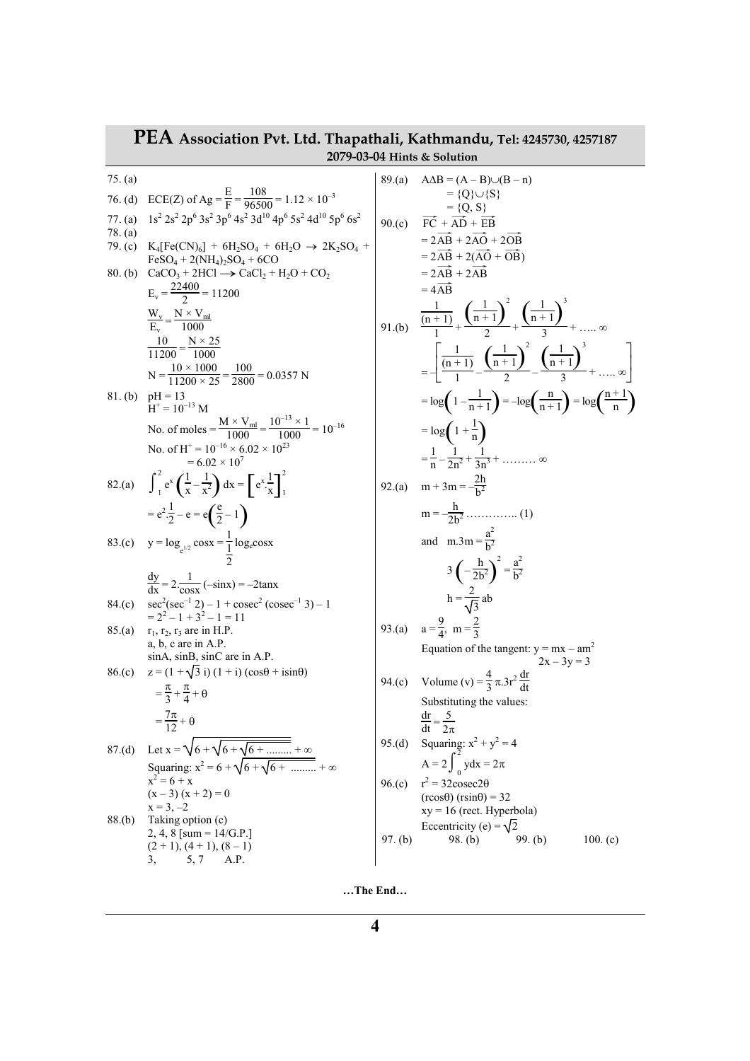# PEA Association Pvt. Ltd. Thapathali, Kathmandu, Tel: 4245730, 4257187

**2079-03-04 Hints & Solution**

75. (a)

76. (d) ECE(Z) of Ag $= \frac{E}{F} = \frac{108}{96500} = 1.12 \times 10^{-3}$

77. (a) $1s^2\, 2s^2\, 2p^6\, 3s^2\, 3p^6\, 4s^2\, 3d^{10}\, 4p^6\, 5s^2\, 4d^{10}\, 5p^6\, 6s^2$

78. (a)

79. (c) $K_4[Fe(CN)_6] + 6H_2SO_4 + 6H_2O \rightarrow 2K_2SO_4 + FeSO_4 + 2(NH_4)_2SO_4 + 6CO$

80. (b) $CaCO_3 + 2HCl \longrightarrow CaCl_2 + H_2O + CO_2$

$E_v = \frac{22400}{2} = 11200$

$\frac{W_v}{E_v} = \frac{N \times V_{ml}}{1000}$

$\frac{10}{11200} = \frac{N \times 25}{1000}$

$N = \frac{10 \times 1000}{11200 \times 25} = \frac{100}{2800} = 0.0357$ N

81. (b) pH = 13

$H^+ = 10^{-13}$ M

No. of moles $= \frac{M \times V_{ml}}{1000} = \frac{10^{-13} \times 1}{1000} = 10^{-16}$

No. of $H^+ = 10^{-16} \times 6.02 \times 10^{23}$

$= 6.02 \times 10^7$

82.(a) $\int_1^2 e^x \left(\frac{1}{x} - \frac{1}{x^2}\right) dx = \left[e^x . \frac{1}{x}\right]_1^2$

$= e^2 . \frac{1}{2} - e = e\left(\frac{e}{2} - 1\right)$

83.(c) $y = \log_{e^{1/2}} \cos x = \frac{1}{\frac{1}{2}} \log_e \cos x$

$\frac{dy}{dx} = 2 . \frac{1}{\cos x}(-\sin x) = -2\tan x$

84.(c) $\sec^2(\sec^{-1} 2) - 1 + \operatorname{cosec}^2(\operatorname{cosec}^{-1} 3) - 1$

$= 2^2 - 1 + 3^2 - 1 = 11$

85.(a) $r_1, r_2, r_3$ are in H.P.

a, b, c are in A.P.

sinA, sinB, sinC are in A.P.

86.(c) $z = (1 + \sqrt{3}\, i)(1 + i)(\cos\theta + i\sin\theta)$

$= \frac{\pi}{3} + \frac{\pi}{4} + \theta$

$= \frac{7\pi}{12} + \theta$

87.(d) Let $x = \sqrt{6 + \sqrt{6 + \sqrt{6 + \ldots\ldots\ldots + \infty}}}$

Squaring: $x^2 = 6 + \sqrt{6 + \sqrt{6 + \ldots\ldots\ldots + \infty}}$

$x^2 = 6 + x$

$(x - 3)(x + 2) = 0$

$x = 3, -2$

88.(b) Taking option (c)

2, 4, 8 [sum = 14/G.P.]

(2 + 1), (4 + 1), (8 – 1)

3, 5, 7 A.P.

89.(a) $A\Delta B = (A - B) \cup (B - n)$

$= \{Q\} \cup \{S\}$

$= \{Q, S\}$

90.(c) $\overrightarrow{FC} + \overrightarrow{AD} + \overrightarrow{EB}$

$= 2\overrightarrow{AB} + 2\overrightarrow{AO} + 2\overrightarrow{OB}$

$= 2\overrightarrow{AB} + 2(\overrightarrow{AO} + \overrightarrow{OB})$

$= 2\overrightarrow{AB} + 2\overrightarrow{AB}$

$= 4\overrightarrow{AB}$

91.(b) $\frac{\frac{1}{(n+1)}}{1} + \frac{\left(\frac{1}{n+1}\right)^2}{2} + \frac{\left(\frac{1}{n+1}\right)^3}{3} + \ldots.. \infty$

$= -\left[\frac{\frac{1}{(n+1)}}{1} - \frac{\left(\frac{1}{n+1}\right)^2}{2} - \frac{\left(\frac{1}{n+1}\right)^3}{3} + \ldots.. \infty\right]$

$= \log\left(1 - \frac{1}{n+1}\right) = -\log\left(\frac{n}{n+1}\right) = \log\left(\frac{n+1}{n}\right)$

$= \log\left(1 + \frac{1}{n}\right)$

$= \frac{1}{n} - \frac{1}{2n^2} + \frac{1}{3n^3} + \ldots\ldots\ldots \infty$

92.(a) $m + 3m = -\frac{2h}{b^2}$

$m = -\frac{h}{2b^2}$ ………….. (1)

and $m.3m = \frac{a^2}{b^2}$

$3\left(-\frac{h}{2b^2}\right)^2 = \frac{a^2}{b^2}$

$h = \frac{2}{\sqrt{3}} ab$

93.(a) $a = \frac{9}{4},\ m = \frac{2}{3}$

Equation of the tangent: $y = mx - am^2$

$2x - 3y = 3$

94.(c) Volume (v) $= \frac{4}{3}\pi . 3r^2 \frac{dr}{dt}$

Substituting the values:

$\frac{dr}{dt} = \frac{5}{2\pi}$

95.(d) Squaring: $x^2 + y^2 = 4$

$A = 2\int_0^2 y\,dx = 2\pi$

96.(c) $r^2 = 32\operatorname{cosec}2\theta$

$(r\cos\theta)(r\sin\theta) = 32$

$xy = 16$ (rect. Hyperbola)

Eccentricity (e) $= \sqrt{2}$

97. (b) 98. (b) 99. (b) 100. (c)

…The End…